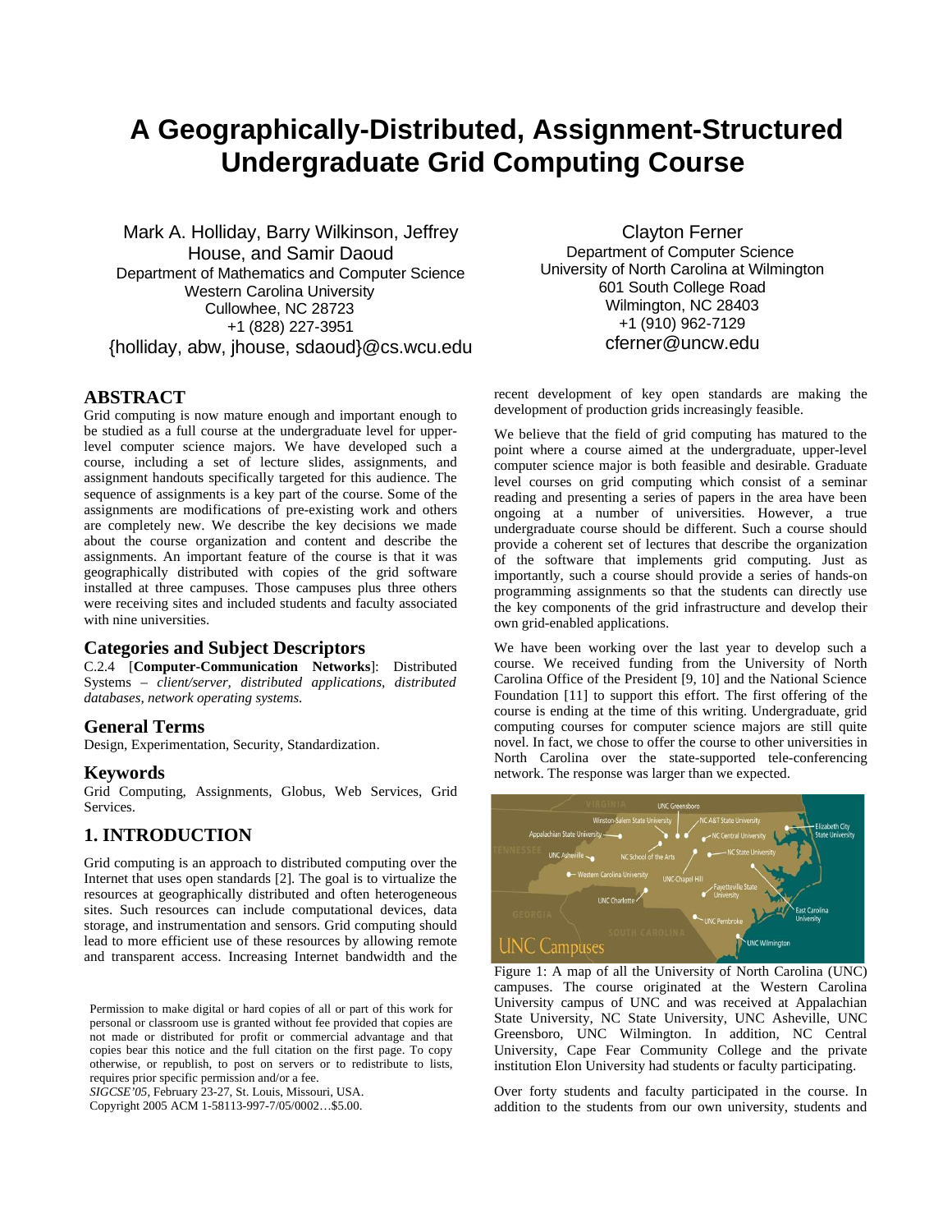# A Geographically-Distributed, Assignment-Structured Undergraduate Grid Computing Course

Mark A. Holliday, Barry Wilkinson, Jeffrey House, and Samir Daoud
Department of Mathematics and Computer Science
Western Carolina University
Cullowhee, NC 28723
+1 (828) 227-3951
{holliday, abw, jhouse, sdaoud}@cs.wcu.edu

Clayton Ferner
Department of Computer Science
University of North Carolina at Wilmington
601 South College Road
Wilmington, NC 28403
+1 (910) 962-7129
cferner@uncw.edu

## ABSTRACT

Grid computing is now mature enough and important enough to be studied as a full course at the undergraduate level for upper-level computer science majors. We have developed such a course, including a set of lecture slides, assignments, and assignment handouts specifically targeted for this audience. The sequence of assignments is a key part of the course. Some of the assignments are modifications of pre-existing work and others are completely new. We describe the key decisions we made about the course organization and content and describe the assignments. An important feature of the course is that it was geographically distributed with copies of the grid software installed at three campuses. Those campuses plus three others were receiving sites and included students and faculty associated with nine universities.

## Categories and Subject Descriptors

C.2.4 [**Computer-Communication Networks**]: Distributed Systems – *client/server, distributed applications, distributed databases, network operating systems.*

## General Terms

Design, Experimentation, Security, Standardization.

## Keywords

Grid Computing, Assignments, Globus, Web Services, Grid Services.

## 1. INTRODUCTION

Grid computing is an approach to distributed computing over the Internet that uses open standards [2]. The goal is to virtualize the resources at geographically distributed and often heterogeneous sites. Such resources can include computational devices, data storage, and instrumentation and sensors. Grid computing should lead to more efficient use of these resources by allowing remote and transparent access. Increasing Internet bandwidth and the recent development of key open standards are making the development of production grids increasingly feasible.

We believe that the field of grid computing has matured to the point where a course aimed at the undergraduate, upper-level computer science major is both feasible and desirable. Graduate level courses on grid computing which consist of a seminar reading and presenting a series of papers in the area have been ongoing at a number of universities. However, a true undergraduate course should be different. Such a course should provide a coherent set of lectures that describe the organization of the software that implements grid computing. Just as importantly, such a course should provide a series of hands-on programming assignments so that the students can directly use the key components of the grid infrastructure and develop their own grid-enabled applications.

We have been working over the last year to develop such a course. We received funding from the University of North Carolina Office of the President [9, 10] and the National Science Foundation [11] to support this effort. The first offering of the course is ending at the time of this writing. Undergraduate, grid computing courses for computer science majors are still quite novel. In fact, we chose to offer the course to other universities in North Carolina over the state-supported tele-conferencing network. The response was larger than we expected.

Figure 1: A map of all the University of North Carolina (UNC) campuses. The course originated at the Western Carolina University campus of UNC and was received at Appalachian State University, NC State University, UNC Asheville, UNC Greensboro, UNC Wilmington. In addition, NC Central University, Cape Fear Community College and the private institution Elon University had students or faculty participating.

Over forty students and faculty participated in the course. In addition to the students from our own university, students and

Permission to make digital or hard copies of all or part of this work for personal or classroom use is granted without fee provided that copies are not made or distributed for profit or commercial advantage and that copies bear this notice and the full citation on the first page. To copy otherwise, or republish, to post on servers or to redistribute to lists, requires prior specific permission and/or a fee.
*SIGCSE'05*, February 23-27, St. Louis, Missouri, USA.
Copyright 2005 ACM 1-58113-997-7/05/0002…$5.00.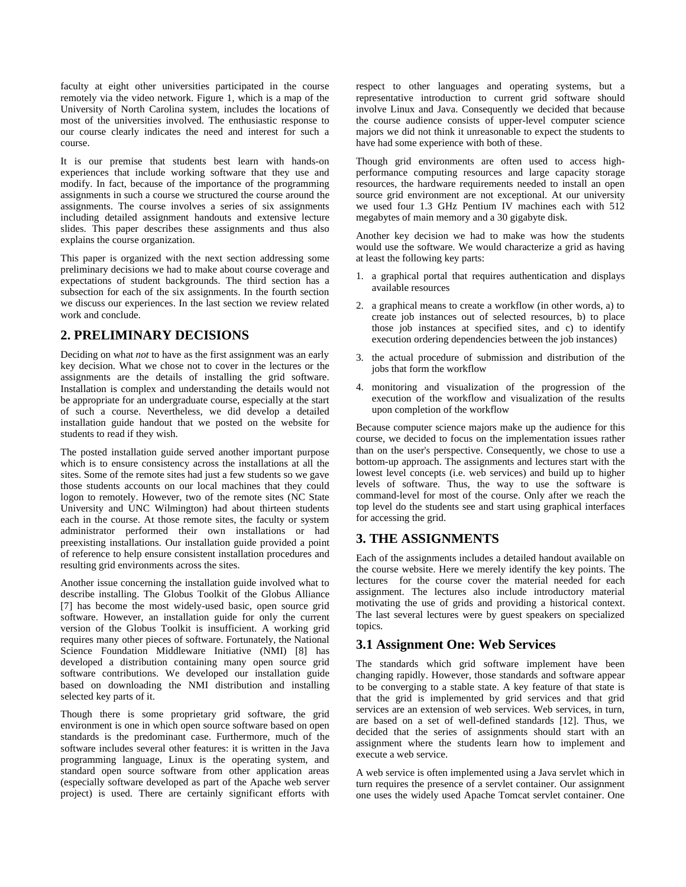faculty at eight other universities participated in the course remotely via the video network. Figure 1, which is a map of the University of North Carolina system, includes the locations of most of the universities involved. The enthusiastic response to our course clearly indicates the need and interest for such a course.

It is our premise that students best learn with hands-on experiences that include working software that they use and modify. In fact, because of the importance of the programming assignments in such a course we structured the course around the assignments. The course involves a series of six assignments including detailed assignment handouts and extensive lecture slides. This paper describes these assignments and thus also explains the course organization.

This paper is organized with the next section addressing some preliminary decisions we had to make about course coverage and expectations of student backgrounds. The third section has a subsection for each of the six assignments. In the fourth section we discuss our experiences. In the last section we review related work and conclude.

## 2. PRELIMINARY DECISIONS

Deciding on what *not* to have as the first assignment was an early key decision. What we chose not to cover in the lectures or the assignments are the details of installing the grid software. Installation is complex and understanding the details would not be appropriate for an undergraduate course, especially at the start of such a course. Nevertheless, we did develop a detailed installation guide handout that we posted on the website for students to read if they wish.

The posted installation guide served another important purpose which is to ensure consistency across the installations at all the sites. Some of the remote sites had just a few students so we gave those students accounts on our local machines that they could logon to remotely. However, two of the remote sites (NC State University and UNC Wilmington) had about thirteen students each in the course. At those remote sites, the faculty or system administrator performed their own installations or had preexisting installations. Our installation guide provided a point of reference to help ensure consistent installation procedures and resulting grid environments across the sites.

Another issue concerning the installation guide involved what to describe installing. The Globus Toolkit of the Globus Alliance [7] has become the most widely-used basic, open source grid software. However, an installation guide for only the current version of the Globus Toolkit is insufficient. A working grid requires many other pieces of software. Fortunately, the National Science Foundation Middleware Initiative (NMI) [8] has developed a distribution containing many open source grid software contributions. We developed our installation guide based on downloading the NMI distribution and installing selected key parts of it.

Though there is some proprietary grid software, the grid environment is one in which open source software based on open standards is the predominant case. Furthermore, much of the software includes several other features: it is written in the Java programming language, Linux is the operating system, and standard open source software from other application areas (especially software developed as part of the Apache web server project) is used. There are certainly significant efforts with respect to other languages and operating systems, but a representative introduction to current grid software should involve Linux and Java. Consequently we decided that because the course audience consists of upper-level computer science majors we did not think it unreasonable to expect the students to have had some experience with both of these.

Though grid environments are often used to access high-performance computing resources and large capacity storage resources, the hardware requirements needed to install an open source grid environment are not exceptional. At our university we used four 1.3 GHz Pentium IV machines each with 512 megabytes of main memory and a 30 gigabyte disk.

Another key decision we had to make was how the students would use the software. We would characterize a grid as having at least the following key parts:

1. a graphical portal that requires authentication and displays available resources
2. a graphical means to create a workflow (in other words, a) to create job instances out of selected resources, b) to place those job instances at specified sites, and c) to identify execution ordering dependencies between the job instances)
3. the actual procedure of submission and distribution of the jobs that form the workflow
4. monitoring and visualization of the progression of the execution of the workflow and visualization of the results upon completion of the workflow

Because computer science majors make up the audience for this course, we decided to focus on the implementation issues rather than on the user's perspective. Consequently, we chose to use a bottom-up approach. The assignments and lectures start with the lowest level concepts (i.e. web services) and build up to higher levels of software. Thus, the way to use the software is command-level for most of the course. Only after we reach the top level do the students see and start using graphical interfaces for accessing the grid.

## 3. THE ASSIGNMENTS

Each of the assignments includes a detailed handout available on the course website. Here we merely identify the key points. The lectures for the course cover the material needed for each assignment. The lectures also include introductory material motivating the use of grids and providing a historical context. The last several lectures were by guest speakers on specialized topics.

### 3.1 Assignment One: Web Services

The standards which grid software implement have been changing rapidly. However, those standards and software appear to be converging to a stable state. A key feature of that state is that the grid is implemented by grid services and that grid services are an extension of web services. Web services, in turn, are based on a set of well-defined standards [12]. Thus, we decided that the series of assignments should start with an assignment where the students learn how to implement and execute a web service.

A web service is often implemented using a Java servlet which in turn requires the presence of a servlet container. Our assignment one uses the widely used Apache Tomcat servlet container. One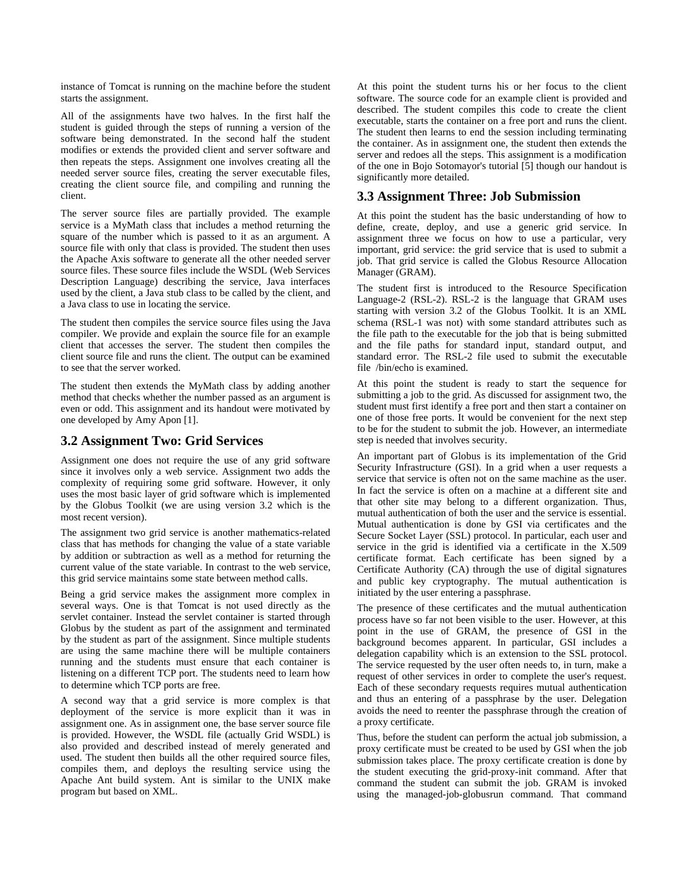instance of Tomcat is running on the machine before the student starts the assignment.

All of the assignments have two halves. In the first half the student is guided through the steps of running a version of the software being demonstrated. In the second half the student modifies or extends the provided client and server software and then repeats the steps. Assignment one involves creating all the needed server source files, creating the server executable files, creating the client source file, and compiling and running the client.

The server source files are partially provided. The example service is a MyMath class that includes a method returning the square of the number which is passed to it as an argument. A source file with only that class is provided. The student then uses the Apache Axis software to generate all the other needed server source files. These source files include the WSDL (Web Services Description Language) describing the service, Java interfaces used by the client, a Java stub class to be called by the client, and a Java class to use in locating the service.

The student then compiles the service source files using the Java compiler. We provide and explain the source file for an example client that accesses the server. The student then compiles the client source file and runs the client. The output can be examined to see that the server worked.

The student then extends the MyMath class by adding another method that checks whether the number passed as an argument is even or odd. This assignment and its handout were motivated by one developed by Amy Apon [1].

## 3.2 Assignment Two: Grid Services

Assignment one does not require the use of any grid software since it involves only a web service. Assignment two adds the complexity of requiring some grid software. However, it only uses the most basic layer of grid software which is implemented by the Globus Toolkit (we are using version 3.2 which is the most recent version).

The assignment two grid service is another mathematics-related class that has methods for changing the value of a state variable by addition or subtraction as well as a method for returning the current value of the state variable. In contrast to the web service, this grid service maintains some state between method calls.

Being a grid service makes the assignment more complex in several ways. One is that Tomcat is not used directly as the servlet container. Instead the servlet container is started through Globus by the student as part of the assignment and terminated by the student as part of the assignment. Since multiple students are using the same machine there will be multiple containers running and the students must ensure that each container is listening on a different TCP port. The students need to learn how to determine which TCP ports are free.

A second way that a grid service is more complex is that deployment of the service is more explicit than it was in assignment one. As in assignment one, the base server source file is provided. However, the WSDL file (actually Grid WSDL) is also provided and described instead of merely generated and used. The student then builds all the other required source files, compiles them, and deploys the resulting service using the Apache Ant build system. Ant is similar to the UNIX make program but based on XML.

At this point the student turns his or her focus to the client software. The source code for an example client is provided and described. The student compiles this code to create the client executable, starts the container on a free port and runs the client. The student then learns to end the session including terminating the container. As in assignment one, the student then extends the server and redoes all the steps. This assignment is a modification of the one in Bojo Sotomayor's tutorial [5] though our handout is significantly more detailed.

## 3.3 Assignment Three: Job Submission

At this point the student has the basic understanding of how to define, create, deploy, and use a generic grid service. In assignment three we focus on how to use a particular, very important, grid service: the grid service that is used to submit a job. That grid service is called the Globus Resource Allocation Manager (GRAM).

The student first is introduced to the Resource Specification Language-2 (RSL-2). RSL-2 is the language that GRAM uses starting with version 3.2 of the Globus Toolkit. It is an XML schema (RSL-1 was not) with some standard attributes such as the file path to the executable for the job that is being submitted and the file paths for standard input, standard output, and standard error. The RSL-2 file used to submit the executable file /bin/echo is examined.

At this point the student is ready to start the sequence for submitting a job to the grid. As discussed for assignment two, the student must first identify a free port and then start a container on one of those free ports. It would be convenient for the next step to be for the student to submit the job. However, an intermediate step is needed that involves security.

An important part of Globus is its implementation of the Grid Security Infrastructure (GSI). In a grid when a user requests a service that service is often not on the same machine as the user. In fact the service is often on a machine at a different site and that other site may belong to a different organization. Thus, mutual authentication of both the user and the service is essential. Mutual authentication is done by GSI via certificates and the Secure Socket Layer (SSL) protocol. In particular, each user and service in the grid is identified via a certificate in the X.509 certificate format. Each certificate has been signed by a Certificate Authority (CA) through the use of digital signatures and public key cryptography. The mutual authentication is initiated by the user entering a passphrase.

The presence of these certificates and the mutual authentication process have so far not been visible to the user. However, at this point in the use of GRAM, the presence of GSI in the background becomes apparent. In particular, GSI includes a delegation capability which is an extension to the SSL protocol. The service requested by the user often needs to, in turn, make a request of other services in order to complete the user's request. Each of these secondary requests requires mutual authentication and thus an entering of a passphrase by the user. Delegation avoids the need to reenter the passphrase through the creation of a proxy certificate.

Thus, before the student can perform the actual job submission, a proxy certificate must be created to be used by GSI when the job submission takes place. The proxy certificate creation is done by the student executing the grid-proxy-init command. After that command the student can submit the job. GRAM is invoked using the managed-job-globusrun command. That command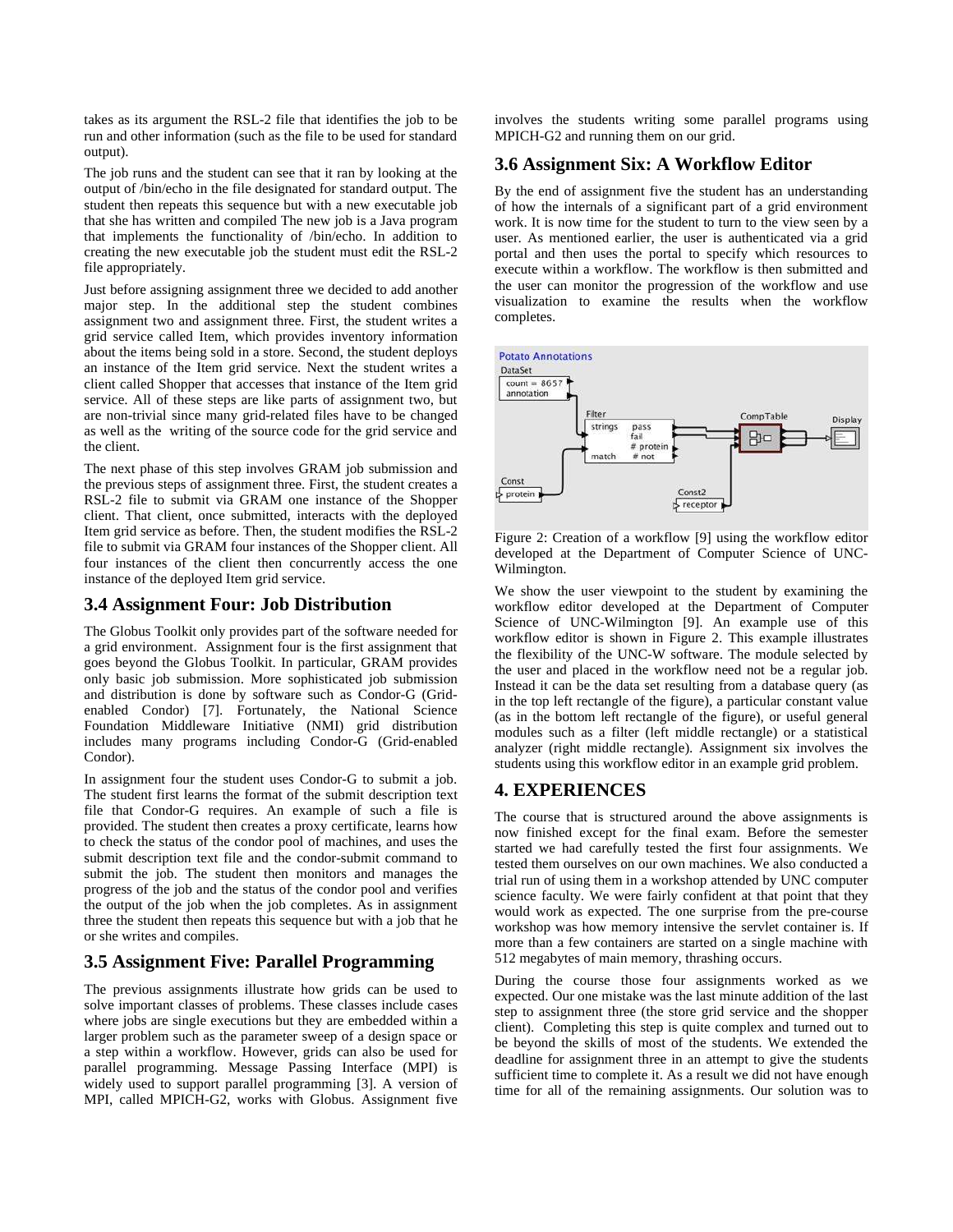takes as its argument the RSL-2 file that identifies the job to be run and other information (such as the file to be used for standard output).

The job runs and the student can see that it ran by looking at the output of /bin/echo in the file designated for standard output. The student then repeats this sequence but with a new executable job that she has written and compiled The new job is a Java program that implements the functionality of /bin/echo. In addition to creating the new executable job the student must edit the RSL-2 file appropriately.

Just before assigning assignment three we decided to add another major step. In the additional step the student combines assignment two and assignment three. First, the student writes a grid service called Item, which provides inventory information about the items being sold in a store. Second, the student deploys an instance of the Item grid service. Next the student writes a client called Shopper that accesses that instance of the Item grid service. All of these steps are like parts of assignment two, but are non-trivial since many grid-related files have to be changed as well as the writing of the source code for the grid service and the client.

The next phase of this step involves GRAM job submission and the previous steps of assignment three. First, the student creates a RSL-2 file to submit via GRAM one instance of the Shopper client. That client, once submitted, interacts with the deployed Item grid service as before. Then, the student modifies the RSL-2 file to submit via GRAM four instances of the Shopper client. All four instances of the client then concurrently access the one instance of the deployed Item grid service.

## 3.4 Assignment Four: Job Distribution

The Globus Toolkit only provides part of the software needed for a grid environment. Assignment four is the first assignment that goes beyond the Globus Toolkit. In particular, GRAM provides only basic job submission. More sophisticated job submission and distribution is done by software such as Condor-G (Grid-enabled Condor) [7]. Fortunately, the National Science Foundation Middleware Initiative (NMI) grid distribution includes many programs including Condor-G (Grid-enabled Condor).

In assignment four the student uses Condor-G to submit a job. The student first learns the format of the submit description text file that Condor-G requires. An example of such a file is provided. The student then creates a proxy certificate, learns how to check the status of the condor pool of machines, and uses the submit description text file and the condor-submit command to submit the job. The student then monitors and manages the progress of the job and the status of the condor pool and verifies the output of the job when the job completes. As in assignment three the student then repeats this sequence but with a job that he or she writes and compiles.

## 3.5 Assignment Five: Parallel Programming

The previous assignments illustrate how grids can be used to solve important classes of problems. These classes include cases where jobs are single executions but they are embedded within a larger problem such as the parameter sweep of a design space or a step within a workflow. However, grids can also be used for parallel programming. Message Passing Interface (MPI) is widely used to support parallel programming [3]. A version of MPI, called MPICH-G2, works with Globus. Assignment five involves the students writing some parallel programs using MPICH-G2 and running them on our grid.

## 3.6 Assignment Six: A Workflow Editor

By the end of assignment five the student has an understanding of how the internals of a significant part of a grid environment work. It is now time for the student to turn to the view seen by a user. As mentioned earlier, the user is authenticated via a grid portal and then uses the portal to specify which resources to execute within a workflow. The workflow is then submitted and the user can monitor the progression of the workflow and use visualization to examine the results when the workflow completes.

Potato Annotations
DataSet
count = 8657
annotation
Filter
strings
pass
fail
# protein
match
# not
CompTable
Display
Const
protein
Const2
receptor

Figure 2: Creation of a workflow [9] using the workflow editor developed at the Department of Computer Science of UNC-Wilmington.

We show the user viewpoint to the student by examining the workflow editor developed at the Department of Computer Science of UNC-Wilmington [9]. An example use of this workflow editor is shown in Figure 2. This example illustrates the flexibility of the UNC-W software. The module selected by the user and placed in the workflow need not be a regular job. Instead it can be the data set resulting from a database query (as in the top left rectangle of the figure), a particular constant value (as in the bottom left rectangle of the figure), or useful general modules such as a filter (left middle rectangle) or a statistical analyzer (right middle rectangle). Assignment six involves the students using this workflow editor in an example grid problem.

# 4. EXPERIENCES

The course that is structured around the above assignments is now finished except for the final exam. Before the semester started we had carefully tested the first four assignments. We tested them ourselves on our own machines. We also conducted a trial run of using them in a workshop attended by UNC computer science faculty. We were fairly confident at that point that they would work as expected. The one surprise from the pre-course workshop was how memory intensive the servlet container is. If more than a few containers are started on a single machine with 512 megabytes of main memory, thrashing occurs.

During the course those four assignments worked as we expected. Our one mistake was the last minute addition of the last step to assignment three (the store grid service and the shopper client). Completing this step is quite complex and turned out to be beyond the skills of most of the students. We extended the deadline for assignment three in an attempt to give the students sufficient time to complete it. As a result we did not have enough time for all of the remaining assignments. Our solution was to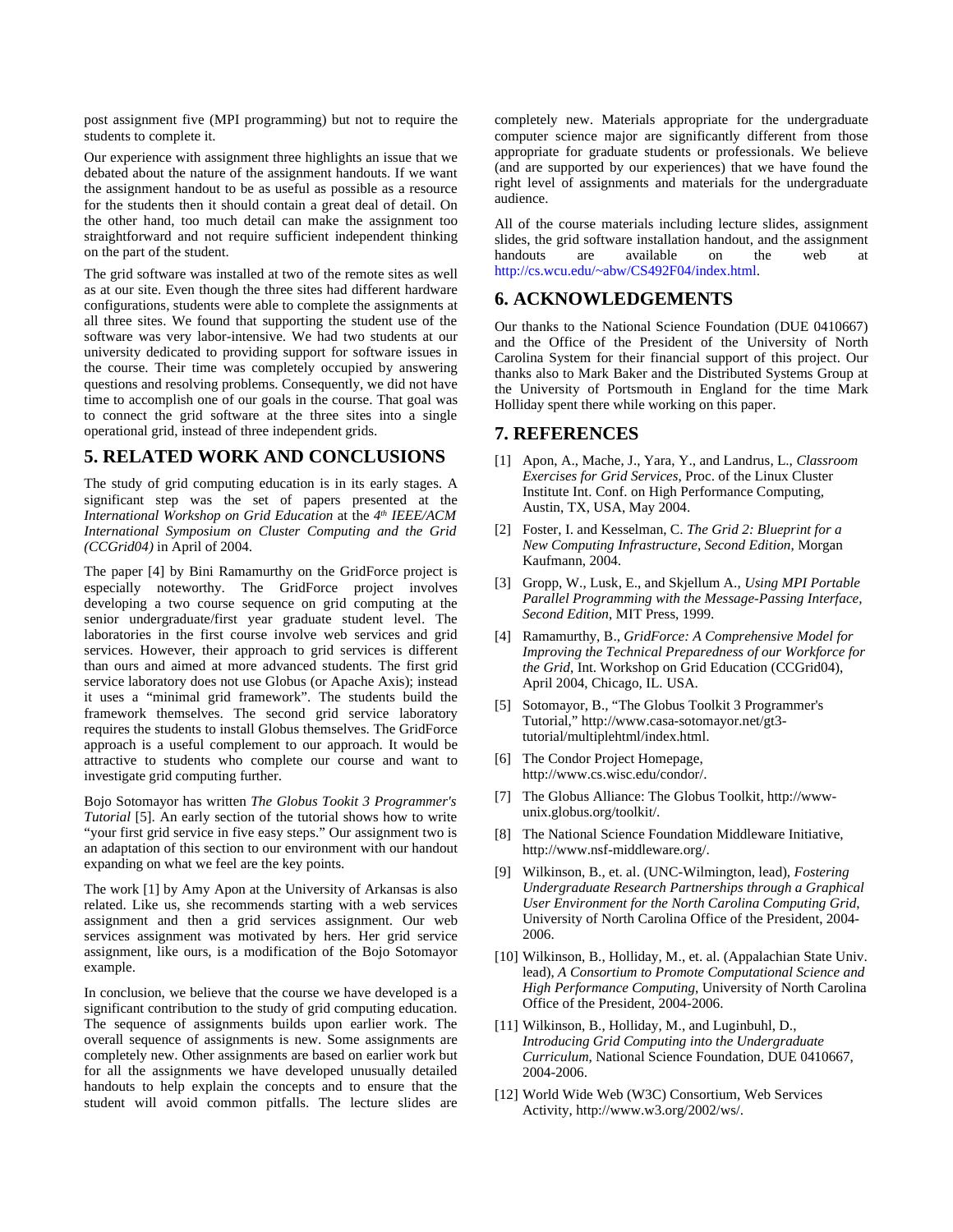post assignment five (MPI programming) but not to require the students to complete it.

Our experience with assignment three highlights an issue that we debated about the nature of the assignment handouts. If we want the assignment handout to be as useful as possible as a resource for the students then it should contain a great deal of detail. On the other hand, too much detail can make the assignment too straightforward and not require sufficient independent thinking on the part of the student.

The grid software was installed at two of the remote sites as well as at our site. Even though the three sites had different hardware configurations, students were able to complete the assignments at all three sites. We found that supporting the student use of the software was very labor-intensive. We had two students at our university dedicated to providing support for software issues in the course. Their time was completely occupied by answering questions and resolving problems. Consequently, we did not have time to accomplish one of our goals in the course. That goal was to connect the grid software at the three sites into a single operational grid, instead of three independent grids.

## 5. RELATED WORK AND CONCLUSIONS

The study of grid computing education is in its early stages. A significant step was the set of papers presented at the *International Workshop on Grid Education* at the *4th IEEE/ACM International Symposium on Cluster Computing and the Grid (CCGrid04)* in April of 2004.

The paper [4] by Bini Ramamurthy on the GridForce project is especially noteworthy. The GridForce project involves developing a two course sequence on grid computing at the senior undergraduate/first year graduate student level. The laboratories in the first course involve web services and grid services. However, their approach to grid services is different than ours and aimed at more advanced students. The first grid service laboratory does not use Globus (or Apache Axis); instead it uses a "minimal grid framework". The students build the framework themselves. The second grid service laboratory requires the students to install Globus themselves. The GridForce approach is a useful complement to our approach. It would be attractive to students who complete our course and want to investigate grid computing further.

Bojo Sotomayor has written *The Globus Tookit 3 Programmer's Tutorial* [5]. An early section of the tutorial shows how to write "your first grid service in five easy steps." Our assignment two is an adaptation of this section to our environment with our handout expanding on what we feel are the key points.

The work [1] by Amy Apon at the University of Arkansas is also related. Like us, she recommends starting with a web services assignment and then a grid services assignment. Our web services assignment was motivated by hers. Her grid service assignment, like ours, is a modification of the Bojo Sotomayor example.

In conclusion, we believe that the course we have developed is a significant contribution to the study of grid computing education. The sequence of assignments builds upon earlier work. The overall sequence of assignments is new. Some assignments are completely new. Other assignments are based on earlier work but for all the assignments we have developed unusually detailed handouts to help explain the concepts and to ensure that the student will avoid common pitfalls. The lecture slides are completely new. Materials appropriate for the undergraduate computer science major are significantly different from those appropriate for graduate students or professionals. We believe (and are supported by our experiences) that we have found the right level of assignments and materials for the undergraduate audience.

All of the course materials including lecture slides, assignment slides, the grid software installation handout, and the assignment handouts are available on the web at http://cs.wcu.edu/~abw/CS492F04/index.html.

## 6. ACKNOWLEDGEMENTS

Our thanks to the National Science Foundation (DUE 0410667) and the Office of the President of the University of North Carolina System for their financial support of this project. Our thanks also to Mark Baker and the Distributed Systems Group at the University of Portsmouth in England for the time Mark Holliday spent there while working on this paper.

## 7. REFERENCES

[1] Apon, A., Mache, J., Yara, Y., and Landrus, L., *Classroom Exercises for Grid Services*, Proc. of the Linux Cluster Institute Int. Conf. on High Performance Computing, Austin, TX, USA, May 2004.

[2] Foster, I. and Kesselman, C. *The Grid 2: Blueprint for a New Computing Infrastructure, Second Edition*, Morgan Kaufmann, 2004.

[3] Gropp, W., Lusk, E., and Skjellum A., *Using MPI Portable Parallel Programming with the Message-Passing Interface, Second Edition*, MIT Press, 1999.

[4] Ramamurthy, B., *GridForce: A Comprehensive Model for Improving the Technical Preparedness of our Workforce for the Grid*, Int. Workshop on Grid Education (CCGrid04), April 2004, Chicago, IL. USA.

[5] Sotomayor, B., "The Globus Toolkit 3 Programmer's Tutorial," http://www.casa-sotomayor.net/gt3-tutorial/multiplehtml/index.html.

[6] The Condor Project Homepage, http://www.cs.wisc.edu/condor/.

[7] The Globus Alliance: The Globus Toolkit, http://www-unix.globus.org/toolkit/.

[8] The National Science Foundation Middleware Initiative, http://www.nsf-middleware.org/.

[9] Wilkinson, B., et. al. (UNC-Wilmington, lead), *Fostering Undergraduate Research Partnerships through a Graphical User Environment for the North Carolina Computing Grid*, University of North Carolina Office of the President, 2004-2006.

[10] Wilkinson, B., Holliday, M., et. al. (Appalachian State Univ. lead), *A Consortium to Promote Computational Science and High Performance Computing*, University of North Carolina Office of the President, 2004-2006.

[11] Wilkinson, B., Holliday, M., and Luginbuhl, D., *Introducing Grid Computing into the Undergraduate Curriculum*, National Science Foundation, DUE 0410667, 2004-2006.

[12] World Wide Web (W3C) Consortium, Web Services Activity, http://www.w3.org/2002/ws/.